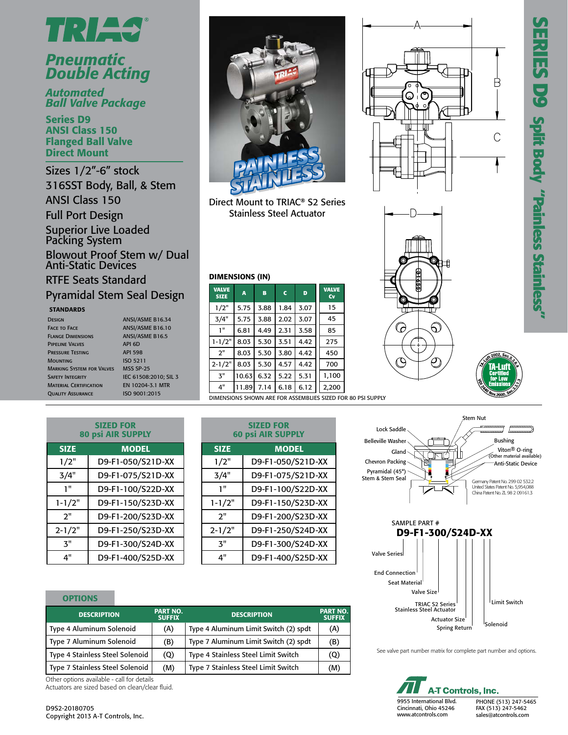# TRIAC®

## Pneumatic Double Acting

### Automated Ball Valve Package

**Series D9**
**ANSI Class 150**
**Flanged Ball Valve**
**Direct Mount**

- Sizes 1/2"-6" stock
- 316SST Body, Ball, & Stem
- ANSI Class 150
- Full Port Design
- Superior Live Loaded Packing System
- Blowout Proof Stem w/ Dual Anti-Static Devices
- RTFE Seats Standard
- Pyramidal Stem Seal Design

### STANDARDS

| | |
|---|---|
| Design | ANSI/ASME B16.34 |
| Face to Face | ANSI/ASME B16.10 |
| Flange Dimensions | ANSI/ASME B16.5 |
| Pipeline Valves | API 6D |
| Pressure Testing | API 598 |
| Mounting | ISO 5211 |
| Marking System for Valves | MSS SP-25 |
| Safety Integrity | IEC 61508:2010; SIL 3 |
| Material Certification | EN 10204-3.1 MTR |
| Quality Assurance | ISO 9001:2015 |

PAINLESS STAINLESS

Direct Mount to TRIAC® S2 Series Stainless Steel Actuator

**SERIES D9 Split Body "Painless Stainless"**

### DIMENSIONS (IN)

| VALVE SIZE | A | B | C | D | VALVE Cv |
|---|---|---|---|---|---|
| 1/2" | 5.75 | 3.88 | 1.84 | 3.07 | 15 |
| 3/4" | 5.75 | 3.88 | 2.02 | 3.07 | 45 |
| 1" | 6.81 | 4.49 | 2.31 | 3.58 | 85 |
| 1-1/2" | 8.03 | 5.30 | 3.51 | 4.42 | 275 |
| 2" | 8.03 | 5.30 | 3.80 | 4.42 | 450 |
| 2-1/2" | 8.03 | 5.30 | 4.57 | 4.42 | 700 |
| 3" | 10.63 | 6.32 | 5.22 | 5.31 | 1,100 |
| 4" | 11.89 | 7.14 | 6.18 | 6.12 | 2,200 |

DIMENSIONS SHOWN ARE FOR ASSEMBLIES SIZED FOR 80 PSI SUPPLY

TA-Luft Certified for Low Emissions — TA-Luft 2002, Sec.5.3.6.4; VDI 2440 Nov.2000, Sec.3.3.1.3

### SIZED FOR 80 psi AIR SUPPLY

| SIZE | MODEL |
|---|---|
| 1/2" | D9-F1-050/S21D-XX |
| 3/4" | D9-F1-075/S21D-XX |
| 1" | D9-F1-100/S22D-XX |
| 1-1/2" | D9-F1-150/S23D-XX |
| 2" | D9-F1-200/S23D-XX |
| 2-1/2" | D9-F1-250/S23D-XX |
| 3" | D9-F1-300/S24D-XX |
| 4" | D9-F1-400/S25D-XX |

### SIZED FOR 60 psi AIR SUPPLY

| SIZE | MODEL |
|---|---|
| 1/2" | D9-F1-050/S21D-XX |
| 3/4" | D9-F1-075/S21D-XX |
| 1" | D9-F1-100/S22D-XX |
| 1-1/2" | D9-F1-150/S23D-XX |
| 2" | D9-F1-200/S23D-XX |
| 2-1/2" | D9-F1-250/S24D-XX |
| 3" | D9-F1-300/S24D-XX |
| 4" | D9-F1-400/S25D-XX |

Stem Nut, Lock Saddle, Belleville Washer, Gland, Chevron Packing, Pyramidal (45°) Stem & Stem Seal, Bushing, Viton® O-ring (Other material available), Anti-Static Device

Germany Patent No. 299 02 532.2
United States Patent No. 5,954,088
China Patent No. ZL 98 2 09161.3

SAMPLE PART #
**D9-F1-300/S24D-XX**

- Valve Series
- End Connection
- Seat Material
- Valve Size
- TRIAC S2 Series Stainless Steel Actuator
- Actuator Size
- Spring Return
- Solenoid
- Limit Switch

See valve part number matrix for complete part number and options.

### OPTIONS

| DESCRIPTION | PART NO. SUFFIX | DESCRIPTION | PART NO. SUFFIX |
|---|---|---|---|
| Type 4 Aluminum Solenoid | (A) | Type 4 Aluminum Limit Switch (2) spdt | (A) |
| Type 7 Aluminum Solenoid | (B) | Type 7 Aluminum Limit Switch (2) spdt | (B) |
| Type 4 Stainless Steel Solenoid | (Q) | Type 4 Stainless Steel Limit Switch | (Q) |
| Type 7 Stainless Steel Solenoid | (M) | Type 7 Stainless Steel Limit Switch | (M) |

Other options available - call for details
Actuators are sized based on clean/clear fluid.

D9S2-20180705
Copyright 2013 A-T Controls, Inc.

**A-T Controls, Inc.**
9955 International Blvd.
Cincinnati, Ohio 45246
www.atcontrols.com
PHONE (513) 247-5465
FAX (513) 247-5462
sales@atcontrols.com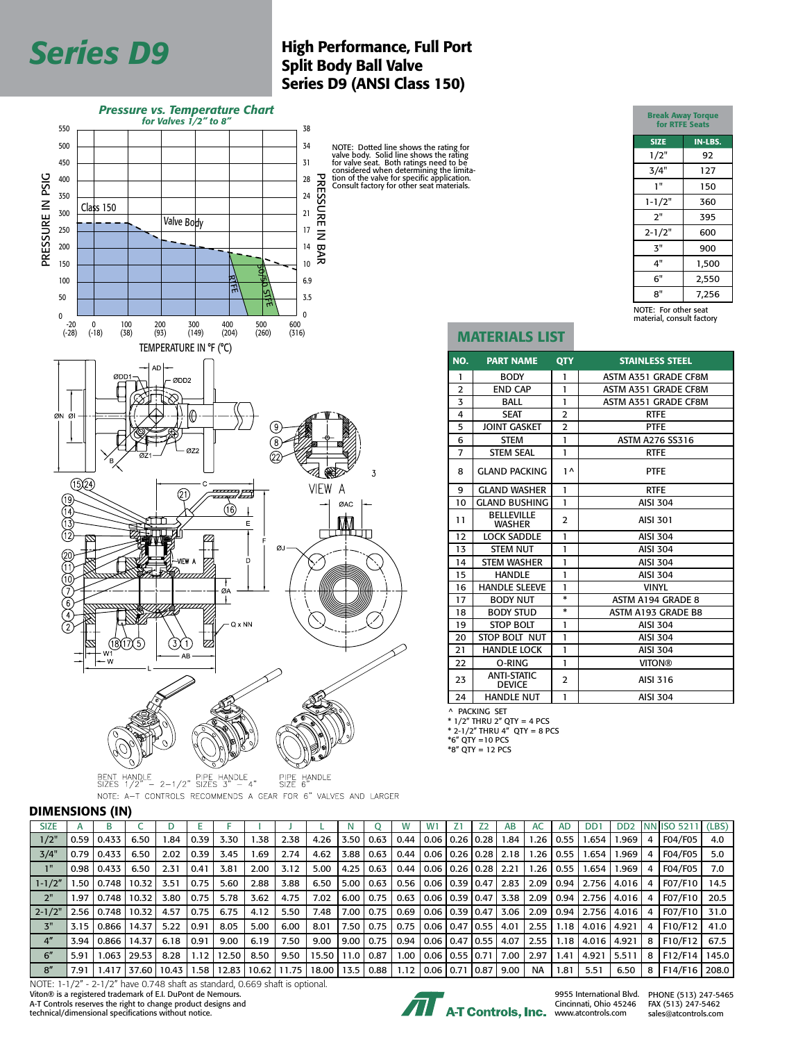# Series D9

## High Performance, Full Port Split Body Ball Valve Series D9 (ANSI Class 150)

### Pressure vs. Temperature Chart
*for Valves 1/2" to 8"*

NOTE: Dotted line shows the rating for valve body. Solid line shows the rating for valve seat. Both ratings need to be considered when determining the limitation of the valve for specific application. Consult factory for other seat materials.

| Break Away Torque for RTFE Seats | |
|---|---|
| **SIZE** | **IN-LBS.** |
| 1/2" | 92 |
| 3/4" | 127 |
| 1" | 150 |
| 1-1/2" | 360 |
| 2" | 395 |
| 2-1/2" | 600 |
| 3" | 900 |
| 4" | 1,500 |
| 6" | 2,550 |
| 8" | 7,256 |

NOTE: For other seat material, consult factory

## MATERIALS LIST

| NO. | PART NAME | QTY | STAINLESS STEEL |
|---|---|---|---|
| 1 | BODY | 1 | ASTM A351 GRADE CF8M |
| 2 | END CAP | 1 | ASTM A351 GRADE CF8M |
| 3 | BALL | 1 | ASTM A351 GRADE CF8M |
| 4 | SEAT | 2 | RTFE |
| 5 | JOINT GASKET | 2 | PTFE |
| 6 | STEM | 1 | ASTM A276 SS316 |
| 7 | STEM SEAL | 1 | RTFE |
| 8 | GLAND PACKING | 1 ^ | PTFE |
| 9 | GLAND WASHER | 1 | RTFE |
| 10 | GLAND BUSHING | 1 | AISI 304 |
| 11 | BELLEVILLE WASHER | 2 | AISI 301 |
| 12 | LOCK SADDLE | 1 | AISI 304 |
| 13 | STEM NUT | 1 | AISI 304 |
| 14 | STEM WASHER | 1 | AISI 304 |
| 15 | HANDLE | 1 | AISI 304 |
| 16 | HANDLE SLEEVE | 1 | VINYL |
| 17 | BODY NUT | * | ASTM A194 GRADE 8 |
| 18 | BODY STUD | * | ASTM A193 GRADE B8 |
| 19 | STOP BOLT | 1 | AISI 304 |
| 20 | STOP BOLT NUT | 1 | AISI 304 |
| 21 | HANDLE LOCK | 1 | AISI 304 |
| 22 | O-RING | 1 | VITON® |
| 23 | ANTI-STATIC DEVICE | 2 | AISI 316 |
| 24 | HANDLE NUT | 1 | AISI 304 |

^ PACKING SET
\* 1/2" THRU 2" QTY = 4 PCS
\* 2-1/2" THRU 4" QTY = 8 PCS
\*6" QTY =10 PCS
\*8" QTY = 12 PCS

BENT HANDLE SIZES 1/2" – 2-1/2" PIPE HANDLE SIZES 3" – 4" PIPE HANDLE SIZE 6"

NOTE: A-T CONTROLS RECOMMENDS A GEAR FOR 6" VALVES AND LARGER

## DIMENSIONS (IN)

| SIZE | A | B | C | D | E | F | I | J | L | N | Q | W | W1 | Z1 | Z2 | AB | AC | AD | DD1 | DD2 | NN | ISO 5211 | (LBS) |
|---|---|---|---|---|---|---|---|---|---|---|---|---|---|---|---|---|---|---|---|---|---|---|---|
| 1/2" | 0.59 | 0.433 | 6.50 | 1.84 | 0.39 | 3.30 | 1.38 | 2.38 | 4.26 | 3.50 | 0.63 | 0.44 | 0.06 | 0.26 | 0.28 | 1.84 | 1.26 | 0.55 | 1.654 | 1.969 | 4 | F04/F05 | 4.0 |
| 3/4" | 0.79 | 0.433 | 6.50 | 2.02 | 0.39 | 3.45 | 1.69 | 2.74 | 4.62 | 3.88 | 0.63 | 0.44 | 0.06 | 0.26 | 0.28 | 2.18 | 1.26 | 0.55 | 1.654 | 1.969 | 4 | F04/F05 | 5.0 |
| 1" | 0.98 | 0.433 | 6.50 | 2.31 | 0.41 | 3.81 | 2.00 | 3.12 | 5.00 | 4.25 | 0.63 | 0.44 | 0.06 | 0.26 | 0.28 | 2.21 | 1.26 | 0.55 | 1.654 | 1.969 | 4 | F04/F05 | 7.0 |
| 1-1/2" | 1.50 | 0.748 | 10.32 | 3.51 | 0.75 | 5.60 | 2.88 | 3.88 | 6.50 | 5.00 | 0.63 | 0.56 | 0.06 | 0.39 | 0.47 | 2.83 | 2.09 | 0.94 | 2.756 | 4.016 | 4 | F07/F10 | 14.5 |
| 2" | 1.97 | 0.748 | 10.32 | 3.80 | 0.75 | 5.78 | 3.62 | 4.75 | 7.02 | 6.00 | 0.75 | 0.63 | 0.06 | 0.39 | 0.47 | 3.38 | 2.09 | 0.94 | 2.756 | 4.016 | 4 | F07/F10 | 20.5 |
| 2-1/2" | 2.56 | 0.748 | 10.32 | 4.57 | 0.75 | 6.75 | 4.12 | 5.50 | 7.48 | 7.00 | 0.75 | 0.69 | 0.06 | 0.39 | 0.47 | 3.06 | 2.09 | 0.94 | 2.756 | 4.016 | 4 | F07/F10 | 31.0 |
| 3" | 3.15 | 0.866 | 14.37 | 5.22 | 0.91 | 8.05 | 5.00 | 6.00 | 8.01 | 7.50 | 0.75 | 0.75 | 0.06 | 0.47 | 0.55 | 4.01 | 2.55 | 1.18 | 4.016 | 4.921 | 4 | F10/F12 | 41.0 |
| 4" | 3.94 | 0.866 | 14.37 | 6.18 | 0.91 | 9.00 | 6.19 | 7.50 | 9.00 | 9.00 | 0.75 | 0.94 | 0.06 | 0.47 | 0.55 | 4.07 | 2.55 | 1.18 | 4.016 | 4.921 | 8 | F10/F12 | 67.5 |
| 6" | 5.91 | 1.063 | 29.53 | 8.28 | 1.12 | 12.50 | 8.50 | 9.50 | 15.50 | 11.0 | 0.87 | 1.00 | 0.06 | 0.55 | 0.71 | 7.00 | 2.97 | 1.41 | 4.921 | 5.511 | 8 | F12/F14 | 145.0 |
| 8" | 7.91 | 1.417 | 37.60 | 10.43 | 1.58 | 12.83 | 10.62 | 11.75 | 18.00 | 13.5 | 0.88 | 1.12 | 0.06 | 0.71 | 0.87 | 9.00 | NA | 1.81 | 5.51 | 6.50 | 8 | F14/F16 | 208.0 |

NOTE: 1-1/2" - 2-1/2" have 0.748 shaft as standard, 0.669 shaft is optional.

Viton® is a registered trademark of E.I. DuPont de Nemours.
A-T Controls reserves the right to change product designs and technical/dimensional specifications without notice.

A-T Controls, Inc.
9955 International Blvd. Cincinnati, Ohio 45246 www.atcontrols.com
PHONE (513) 247-5465 FAX (513) 247-5462 sales@atcontrols.com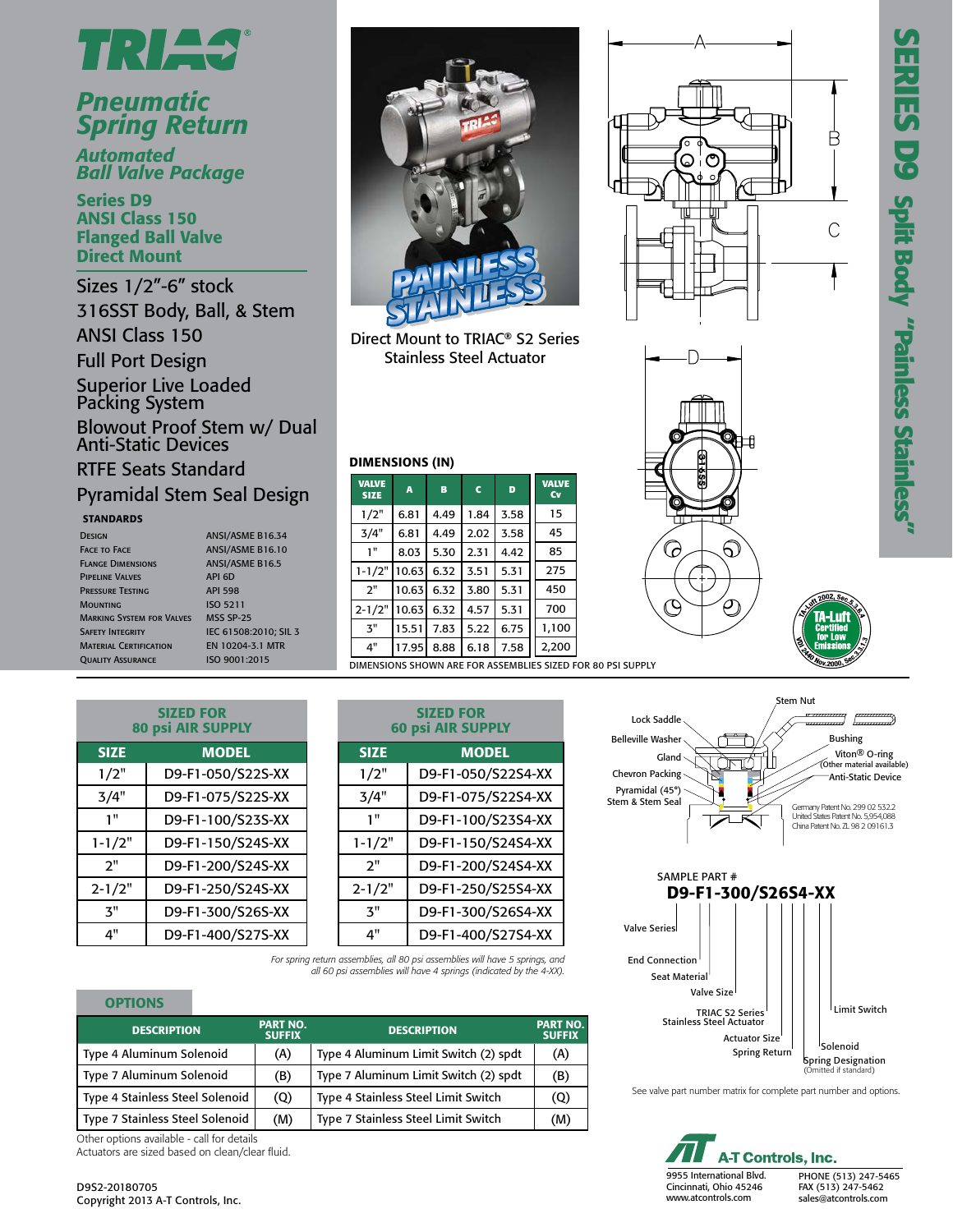# TRIAC®

## Pneumatic Spring Return

### Automated Ball Valve Package

**Series D9**
**ANSI Class 150**
**Flanged Ball Valve**
**Direct Mount**

- Sizes 1/2"-6" stock
- 316SST Body, Ball, & Stem
- ANSI Class 150
- Full Port Design
- Superior Live Loaded Packing System
- Blowout Proof Stem w/ Dual Anti-Static Devices
- RTFE Seats Standard
- Pyramidal Stem Seal Design

**STANDARDS**

| | |
|---|---|
| Design | ANSI/ASME B16.34 |
| Face to Face | ANSI/ASME B16.10 |
| Flange Dimensions | ANSI/ASME B16.5 |
| Pipeline Valves | API 6D |
| Pressure Testing | API 598 |
| Mounting | ISO 5211 |
| Marking System for Valves | MSS SP-25 |
| Safety Integrity | IEC 61508:2010; SIL 3 |
| Material Certification | EN 10204-3.1 MTR |
| Quality Assurance | ISO 9001:2015 |

PAINLESS STAINLESS

Direct Mount to TRIAC® S2 Series Stainless Steel Actuator

**SERIES D9 Split Body "Painless Stainless"**

### DIMENSIONS (IN)

| VALVE SIZE | A | B | C | D | VALVE Cv |
|---|---|---|---|---|---|
| 1/2" | 6.81 | 4.49 | 1.84 | 3.58 | 15 |
| 3/4" | 6.81 | 4.49 | 2.02 | 3.58 | 45 |
| 1" | 8.03 | 5.30 | 2.31 | 4.42 | 85 |
| 1-1/2" | 10.63 | 6.32 | 3.51 | 5.31 | 275 |
| 2" | 10.63 | 6.32 | 3.80 | 5.31 | 450 |
| 2-1/2" | 10.63 | 6.32 | 4.57 | 5.31 | 700 |
| 3" | 15.51 | 7.83 | 5.22 | 6.75 | 1,100 |
| 4" | 17.95 | 8.88 | 6.18 | 7.58 | 2,200 |

DIMENSIONS SHOWN ARE FOR ASSEMBLIES SIZED FOR 80 PSI SUPPLY

TA-Luft Certified for Low Emissions — TA-Luft 2002, Sec.5.3.6.4; VDI 2440 Nov.2000, Sec.3.3.1.3

**SIZED FOR 80 psi AIR SUPPLY**

| SIZE | MODEL |
|---|---|
| 1/2" | D9-F1-050/S22S-XX |
| 3/4" | D9-F1-075/S22S-XX |
| 1" | D9-F1-100/S23S-XX |
| 1-1/2" | D9-F1-150/S24S-XX |
| 2" | D9-F1-200/S24S-XX |
| 2-1/2" | D9-F1-250/S24S-XX |
| 3" | D9-F1-300/S26S-XX |
| 4" | D9-F1-400/S27S-XX |

**SIZED FOR 60 psi AIR SUPPLY**

| SIZE | MODEL |
|---|---|
| 1/2" | D9-F1-050/S22S4-XX |
| 3/4" | D9-F1-075/S22S4-XX |
| 1" | D9-F1-100/S23S4-XX |
| 1-1/2" | D9-F1-150/S24S4-XX |
| 2" | D9-F1-200/S24S4-XX |
| 2-1/2" | D9-F1-250/S25S4-XX |
| 3" | D9-F1-300/S26S4-XX |
| 4" | D9-F1-400/S27S4-XX |

*For spring return assemblies, all 80 psi assemblies will have 5 springs, and all 60 psi assemblies will have 4 springs (indicated by the 4-XX).*

Stem Nut, Lock Saddle, Belleville Washer, Gland, Chevron Packing, Pyramidal (45°) Stem & Stem Seal, Bushing, Viton® O-ring (Other material available), Anti-Static Device

Germany Patent No. 299 02 532.2
United States Patent No. 5,954,088
China Patent No. ZL 98 2 09161.3

### OPTIONS

| DESCRIPTION | PART NO. SUFFIX | DESCRIPTION | PART NO. SUFFIX |
|---|---|---|---|
| Type 4 Aluminum Solenoid | (A) | Type 4 Aluminum Limit Switch (2) spdt | (A) |
| Type 7 Aluminum Solenoid | (B) | Type 7 Aluminum Limit Switch (2) spdt | (B) |
| Type 4 Stainless Steel Solenoid | (Q) | Type 4 Stainless Steel Limit Switch | (Q) |
| Type 7 Stainless Steel Solenoid | (M) | Type 7 Stainless Steel Limit Switch | (M) |

Other options available - call for details
Actuators are sized based on clean/clear fluid.

SAMPLE PART #
**D9-F1-300/S26S4-XX**

- Valve Series
- End Connection
- Seat Material
- Valve Size
- TRIAC S2 Series Stainless Steel Actuator
- Actuator Size
- Spring Return
- Spring Designation (Omitted if standard)
- Solenoid
- Limit Switch

See valve part number matrix for complete part number and options.

**A-T Controls, Inc.**
9955 International Blvd.
Cincinnati, Ohio 45246
www.atcontrols.com
PHONE (513) 247-5465
FAX (513) 247-5462
sales@atcontrols.com

D9S2-20180705
Copyright 2013 A-T Controls, Inc.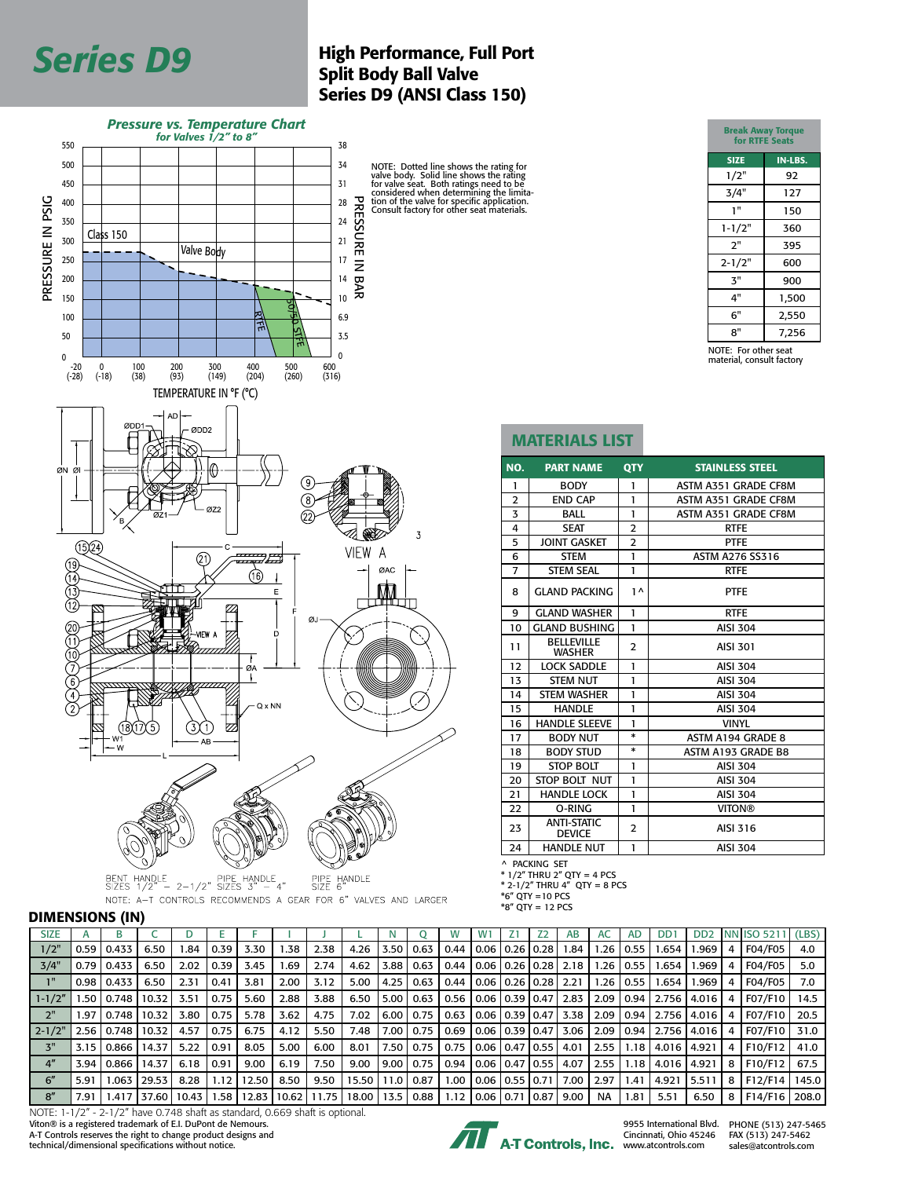# Series D9

## High Performance, Full Port Split Body Ball Valve Series D9 (ANSI Class 150)

### Pressure vs. Temperature Chart
*for Valves 1/2" to 8"*

PRESSURE IN PSIG

550
500
450
400
350
300
250
200
150
100
50
0

PRESSURE IN BAR

38
34
31
28
24
21
17
14
10
6.9
3.5
0

Class 150

Valve Body

RTFE

50/50 STFE

-20 (-28)
0 (-18)
100 (38)
200 (93)
300 (149)
400 (204)
500 (260)
600 (316)

TEMPERATURE IN °F (°C)

NOTE: Dotted line shows the rating for valve body. Solid line shows the rating for valve seat. Both ratings need to be considered when determining the limitation of the valve for specific application. Consult factory for other seat materials.

| Break Away Torque for RTFE Seats | |
|---|---|
| SIZE | IN-LBS. |
| 1/2" | 92 |
| 3/4" | 127 |
| 1" | 150 |
| 1-1/2" | 360 |
| 2" | 395 |
| 2-1/2" | 600 |
| 3" | 900 |
| 4" | 1,500 |
| 6" | 2,550 |
| 8" | 7,256 |

NOTE: For other seat material, consult factory

VIEW A

BENT HANDLE SIZES 1/2" – 2-1/2"  PIPE HANDLE SIZES 3" – 4"  PIPE HANDLE SIZE 6"

NOTE: A-T CONTROLS RECOMMENDS A GEAR FOR 6" VALVES AND LARGER

## MATERIALS LIST

| NO. | PART NAME | QTY | STAINLESS STEEL |
|---|---|---|---|
| 1 | BODY | 1 | ASTM A351 GRADE CF8M |
| 2 | END CAP | 1 | ASTM A351 GRADE CF8M |
| 3 | BALL | 1 | ASTM A351 GRADE CF8M |
| 4 | SEAT | 2 | RTFE |
| 5 | JOINT GASKET | 2 | PTFE |
| 6 | STEM | 1 | ASTM A276 SS316 |
| 7 | STEM SEAL | 1 | RTFE |
| 8 | GLAND PACKING | 1^ | PTFE |
| 9 | GLAND WASHER | 1 | RTFE |
| 10 | GLAND BUSHING | 1 | AISI 304 |
| 11 | BELLEVILLE WASHER | 2 | AISI 301 |
| 12 | LOCK SADDLE | 1 | AISI 304 |
| 13 | STEM NUT | 1 | AISI 304 |
| 14 | STEM WASHER | 1 | AISI 304 |
| 15 | HANDLE | 1 | AISI 304 |
| 16 | HANDLE SLEEVE | 1 | VINYL |
| 17 | BODY NUT | * | ASTM A194 GRADE 8 |
| 18 | BODY STUD | * | ASTM A193 GRADE B8 |
| 19 | STOP BOLT | 1 | AISI 304 |
| 20 | STOP BOLT NUT | 1 | AISI 304 |
| 21 | HANDLE LOCK | 1 | AISI 304 |
| 22 | O-RING | 1 | VITON® |
| 23 | ANTI-STATIC DEVICE | 2 | AISI 316 |
| 24 | HANDLE NUT | 1 | AISI 304 |

^ PACKING SET
* 1/2" THRU 2" QTY = 4 PCS
* 2-1/2" THRU 4" QTY = 8 PCS
*6" QTY =10 PCS
*8" QTY = 12 PCS

## DIMENSIONS (IN)

| SIZE | A | B | C | D | E | F | I | J | L | N | Q | W | W1 | Z1 | Z2 | AB | AC | AD | DD1 | DD2 | NN | ISO 5211 | (LBS) |
|---|---|---|---|---|---|---|---|---|---|---|---|---|---|---|---|---|---|---|---|---|---|---|---|
| 1/2" | 0.59 | 0.433 | 6.50 | 1.84 | 0.39 | 3.30 | 1.38 | 2.38 | 4.26 | 3.50 | 0.63 | 0.44 | 0.06 | 0.26 | 0.28 | 1.84 | 1.26 | 0.55 | 1.654 | 1.969 | 4 | F04/F05 | 4.0 |
| 3/4" | 0.79 | 0.433 | 6.50 | 2.02 | 0.39 | 3.45 | 1.69 | 2.74 | 4.62 | 3.88 | 0.63 | 0.44 | 0.06 | 0.26 | 0.28 | 2.18 | 1.26 | 0.55 | 1.654 | 1.969 | 4 | F04/F05 | 5.0 |
| 1" | 0.98 | 0.433 | 6.50 | 2.31 | 0.41 | 3.81 | 2.00 | 3.12 | 5.00 | 4.25 | 0.63 | 0.44 | 0.06 | 0.26 | 0.28 | 2.21 | 1.26 | 0.55 | 1.654 | 1.969 | 4 | F04/F05 | 7.0 |
| 1-1/2" | 1.50 | 0.748 | 10.32 | 3.51 | 0.75 | 5.60 | 2.88 | 3.88 | 6.50 | 5.00 | 0.63 | 0.56 | 0.06 | 0.39 | 0.47 | 2.83 | 2.09 | 0.94 | 2.756 | 4.016 | 4 | F07/F10 | 14.5 |
| 2" | 1.97 | 0.748 | 10.32 | 3.80 | 0.75 | 5.78 | 3.62 | 4.75 | 7.02 | 6.00 | 0.75 | 0.63 | 0.06 | 0.39 | 0.47 | 3.38 | 2.09 | 0.94 | 2.756 | 4.016 | 4 | F07/F10 | 20.5 |
| 2-1/2" | 2.56 | 0.748 | 10.32 | 4.57 | 0.75 | 6.75 | 4.12 | 5.50 | 7.48 | 7.00 | 0.75 | 0.69 | 0.06 | 0.39 | 0.47 | 3.06 | 2.09 | 0.94 | 2.756 | 4.016 | 4 | F07/F10 | 31.0 |
| 3" | 3.15 | 0.866 | 14.37 | 5.22 | 0.91 | 8.05 | 5.00 | 6.00 | 8.01 | 7.50 | 0.75 | 0.75 | 0.06 | 0.47 | 0.55 | 4.01 | 2.55 | 1.18 | 4.016 | 4.921 | 4 | F10/F12 | 41.0 |
| 4" | 3.94 | 0.866 | 14.37 | 6.18 | 0.91 | 9.00 | 6.19 | 7.50 | 9.00 | 9.00 | 0.75 | 0.94 | 0.06 | 0.47 | 0.55 | 4.07 | 2.55 | 1.18 | 4.016 | 4.921 | 8 | F10/F12 | 67.5 |
| 6" | 5.91 | 1.063 | 29.53 | 8.28 | 1.12 | 12.50 | 8.50 | 9.50 | 15.50 | 11.0 | 0.87 | 1.00 | 0.06 | 0.55 | 0.71 | 7.00 | 2.97 | 1.41 | 4.921 | 5.511 | 8 | F12/F14 | 145.0 |
| 8" | 7.91 | 1.417 | 37.60 | 10.43 | 1.58 | 12.83 | 10.62 | 11.75 | 18.00 | 13.5 | 0.88 | 1.12 | 0.06 | 0.71 | 0.87 | 9.00 | NA | 1.81 | 5.51 | 6.50 | 8 | F14/F16 | 208.0 |

NOTE: 1-1/2" - 2-1/2" have 0.748 shaft as standard, 0.669 shaft is optional.

Viton® is a registered trademark of E.I. DuPont de Nemours.
A-T Controls reserves the right to change product designs and technical/dimensional specifications without notice.

A-T Controls, Inc.
9955 International Blvd.
Cincinnati, Ohio 45246
www.atcontrols.com

PHONE (513) 247-5465
FAX (513) 247-5462
sales@atcontrols.com